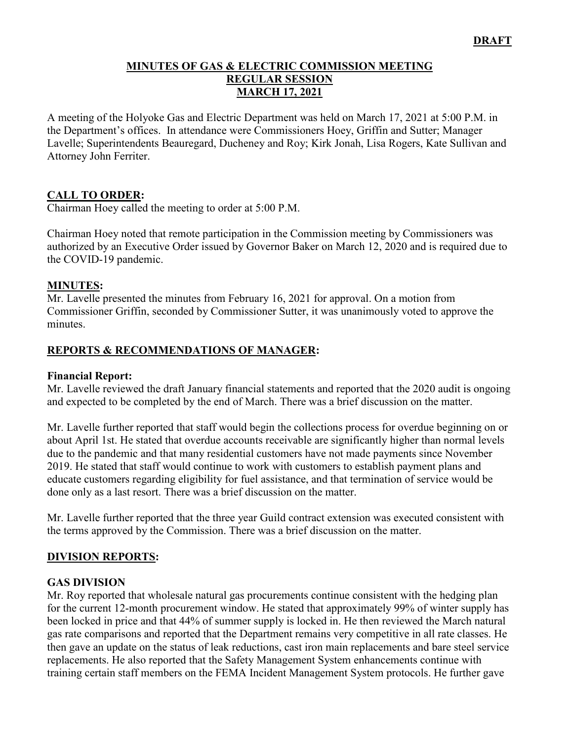**DRAFT**

# MINUTES OF GAS & ELECTRIC COMMISSION MEETING
## REGULAR SESSION
## MARCH 17, 2021

A meeting of the Holyoke Gas and Electric Department was held on March 17, 2021 at 5:00 P.M. in the Department's offices. In attendance were Commissioners Hoey, Griffin and Sutter; Manager Lavelle; Superintendents Beauregard, Ducheney and Roy; Kirk Jonah, Lisa Rogers, Kate Sullivan and Attorney John Ferriter.

### CALL TO ORDER:

Chairman Hoey called the meeting to order at 5:00 P.M.

Chairman Hoey noted that remote participation in the Commission meeting by Commissioners was authorized by an Executive Order issued by Governor Baker on March 12, 2020 and is required due to the COVID-19 pandemic.

### MINUTES:

Mr. Lavelle presented the minutes from February 16, 2021 for approval. On a motion from Commissioner Griffin, seconded by Commissioner Sutter, it was unanimously voted to approve the minutes.

### REPORTS & RECOMMENDATIONS OF MANAGER:

**Financial Report:**

Mr. Lavelle reviewed the draft January financial statements and reported that the 2020 audit is ongoing and expected to be completed by the end of March. There was a brief discussion on the matter.

Mr. Lavelle further reported that staff would begin the collections process for overdue beginning on or about April 1st. He stated that overdue accounts receivable are significantly higher than normal levels due to the pandemic and that many residential customers have not made payments since November 2019. He stated that staff would continue to work with customers to establish payment plans and educate customers regarding eligibility for fuel assistance, and that termination of service would be done only as a last resort. There was a brief discussion on the matter.

Mr. Lavelle further reported that the three year Guild contract extension was executed consistent with the terms approved by the Commission. There was a brief discussion on the matter.

### DIVISION REPORTS:

**GAS DIVISION**

Mr. Roy reported that wholesale natural gas procurements continue consistent with the hedging plan for the current 12-month procurement window. He stated that approximately 99% of winter supply has been locked in price and that 44% of summer supply is locked in. He then reviewed the March natural gas rate comparisons and reported that the Department remains very competitive in all rate classes. He then gave an update on the status of leak reductions, cast iron main replacements and bare steel service replacements. He also reported that the Safety Management System enhancements continue with training certain staff members on the FEMA Incident Management System protocols. He further gave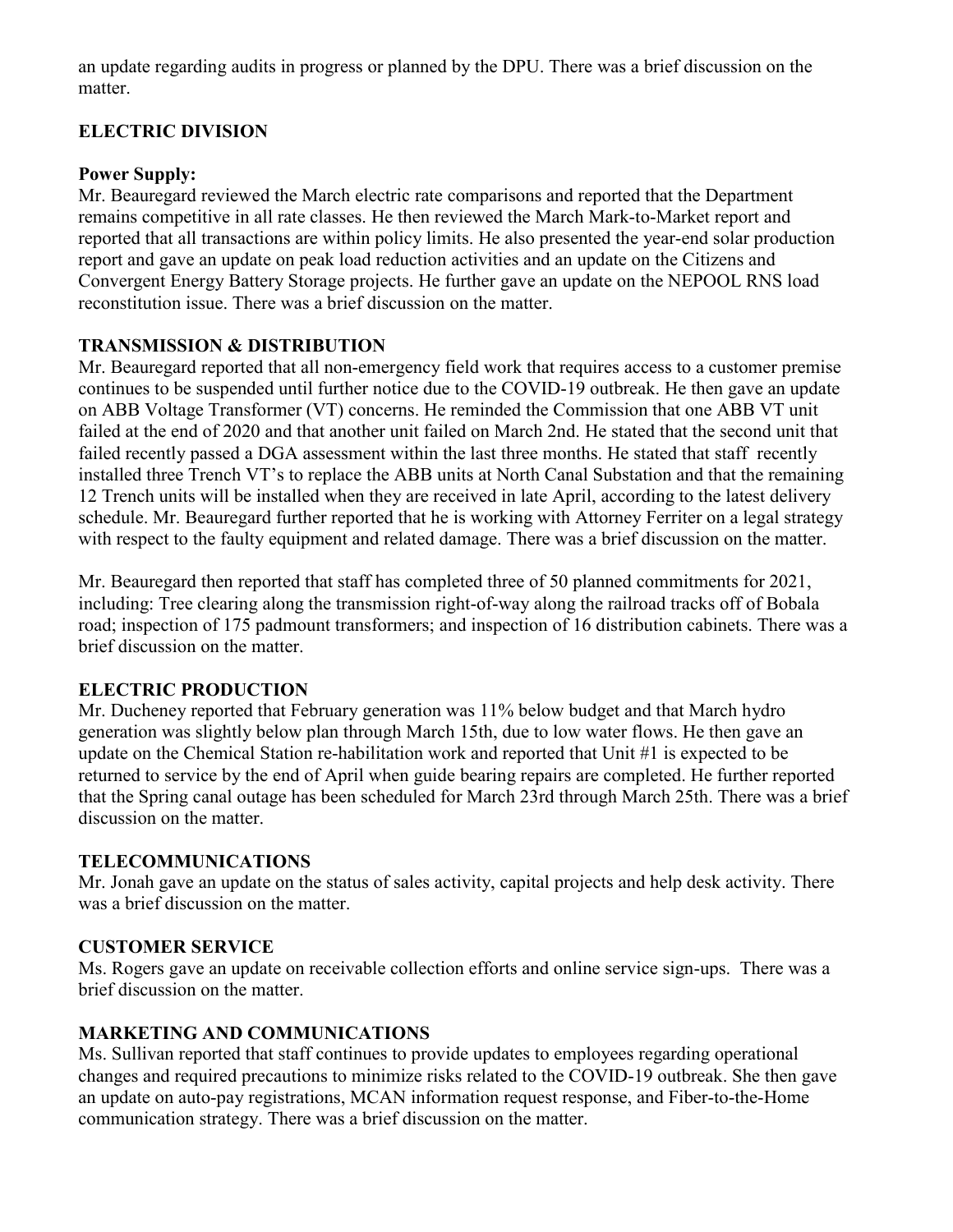an update regarding audits in progress or planned by the DPU. There was a brief discussion on the matter.

## ELECTRIC DIVISION

### Power Supply:

Mr. Beauregard reviewed the March electric rate comparisons and reported that the Department remains competitive in all rate classes. He then reviewed the March Mark-to-Market report and reported that all transactions are within policy limits. He also presented the year-end solar production report and gave an update on peak load reduction activities and an update on the Citizens and Convergent Energy Battery Storage projects. He further gave an update on the NEPOOL RNS load reconstitution issue. There was a brief discussion on the matter.

## TRANSMISSION & DISTRIBUTION

Mr. Beauregard reported that all non-emergency field work that requires access to a customer premise continues to be suspended until further notice due to the COVID-19 outbreak. He then gave an update on ABB Voltage Transformer (VT) concerns. He reminded the Commission that one ABB VT unit failed at the end of 2020 and that another unit failed on March 2nd. He stated that the second unit that failed recently passed a DGA assessment within the last three months. He stated that staff recently installed three Trench VT's to replace the ABB units at North Canal Substation and that the remaining 12 Trench units will be installed when they are received in late April, according to the latest delivery schedule. Mr. Beauregard further reported that he is working with Attorney Ferriter on a legal strategy with respect to the faulty equipment and related damage. There was a brief discussion on the matter.

Mr. Beauregard then reported that staff has completed three of 50 planned commitments for 2021, including: Tree clearing along the transmission right-of-way along the railroad tracks off of Bobala road; inspection of 175 padmount transformers; and inspection of 16 distribution cabinets. There was a brief discussion on the matter.

## ELECTRIC PRODUCTION

Mr. Ducheney reported that February generation was 11% below budget and that March hydro generation was slightly below plan through March 15th, due to low water flows. He then gave an update on the Chemical Station re-habilitation work and reported that Unit #1 is expected to be returned to service by the end of April when guide bearing repairs are completed. He further reported that the Spring canal outage has been scheduled for March 23rd through March 25th. There was a brief discussion on the matter.

## TELECOMMUNICATIONS

Mr. Jonah gave an update on the status of sales activity, capital projects and help desk activity. There was a brief discussion on the matter.

## CUSTOMER SERVICE

Ms. Rogers gave an update on receivable collection efforts and online service sign-ups. There was a brief discussion on the matter.

## MARKETING AND COMMUNICATIONS

Ms. Sullivan reported that staff continues to provide updates to employees regarding operational changes and required precautions to minimize risks related to the COVID-19 outbreak. She then gave an update on auto-pay registrations, MCAN information request response, and Fiber-to-the-Home communication strategy. There was a brief discussion on the matter.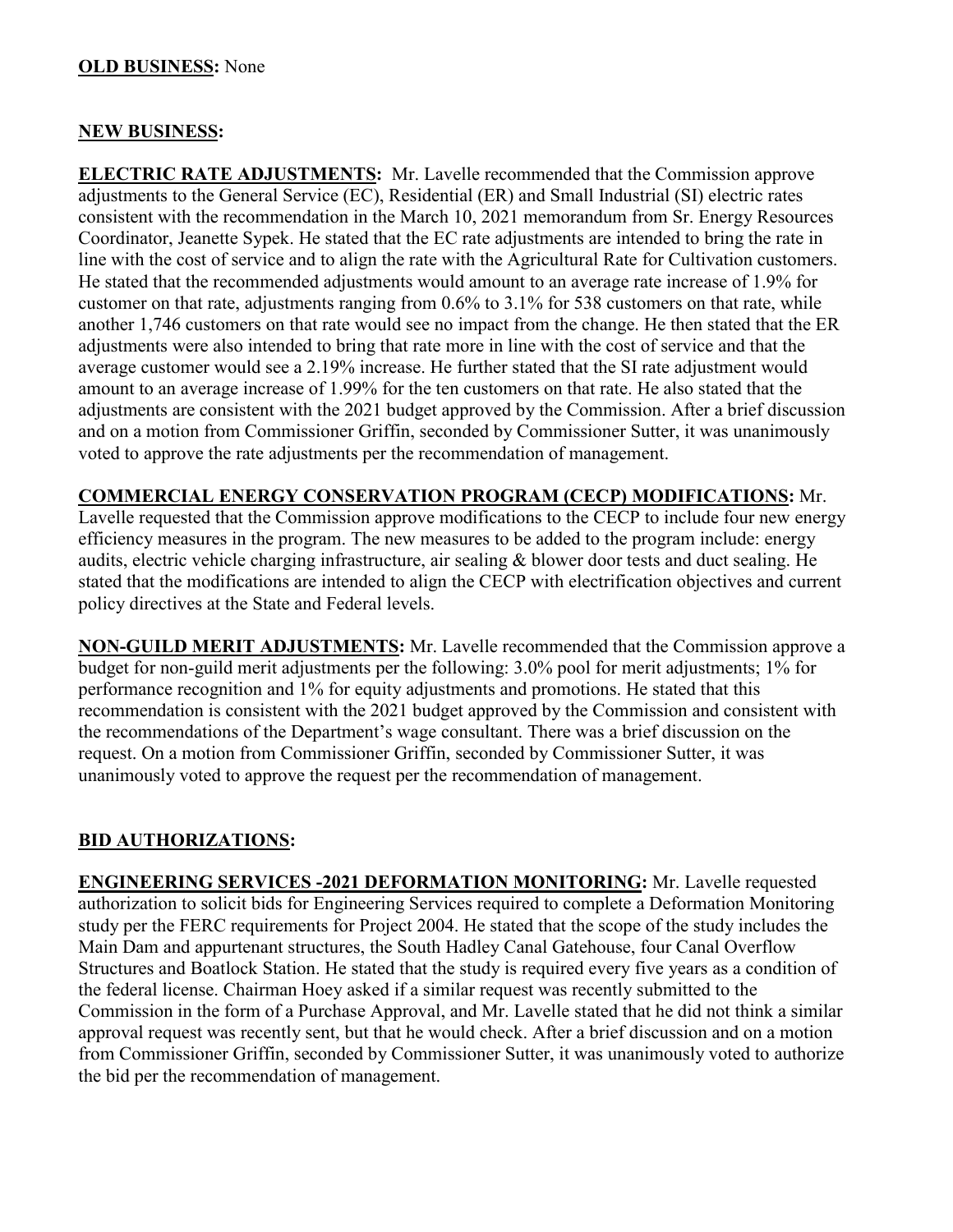**OLD BUSINESS:** None

**NEW BUSINESS:**

**ELECTRIC RATE ADJUSTMENTS:** Mr. Lavelle recommended that the Commission approve adjustments to the General Service (EC), Residential (ER) and Small Industrial (SI) electric rates consistent with the recommendation in the March 10, 2021 memorandum from Sr. Energy Resources Coordinator, Jeanette Sypek. He stated that the EC rate adjustments are intended to bring the rate in line with the cost of service and to align the rate with the Agricultural Rate for Cultivation customers. He stated that the recommended adjustments would amount to an average rate increase of 1.9% for customer on that rate, adjustments ranging from 0.6% to 3.1% for 538 customers on that rate, while another 1,746 customers on that rate would see no impact from the change. He then stated that the ER adjustments were also intended to bring that rate more in line with the cost of service and that the average customer would see a 2.19% increase. He further stated that the SI rate adjustment would amount to an average increase of 1.99% for the ten customers on that rate. He also stated that the adjustments are consistent with the 2021 budget approved by the Commission. After a brief discussion and on a motion from Commissioner Griffin, seconded by Commissioner Sutter, it was unanimously voted to approve the rate adjustments per the recommendation of management.

**COMMERCIAL ENERGY CONSERVATION PROGRAM (CECP) MODIFICATIONS:** Mr. Lavelle requested that the Commission approve modifications to the CECP to include four new energy efficiency measures in the program. The new measures to be added to the program include: energy audits, electric vehicle charging infrastructure, air sealing & blower door tests and duct sealing. He stated that the modifications are intended to align the CECP with electrification objectives and current policy directives at the State and Federal levels.

**NON-GUILD MERIT ADJUSTMENTS:** Mr. Lavelle recommended that the Commission approve a budget for non-guild merit adjustments per the following: 3.0% pool for merit adjustments; 1% for performance recognition and 1% for equity adjustments and promotions. He stated that this recommendation is consistent with the 2021 budget approved by the Commission and consistent with the recommendations of the Department's wage consultant. There was a brief discussion on the request. On a motion from Commissioner Griffin, seconded by Commissioner Sutter, it was unanimously voted to approve the request per the recommendation of management.

**BID AUTHORIZATIONS:**

**ENGINEERING SERVICES -2021 DEFORMATION MONITORING:** Mr. Lavelle requested authorization to solicit bids for Engineering Services required to complete a Deformation Monitoring study per the FERC requirements for Project 2004. He stated that the scope of the study includes the Main Dam and appurtenant structures, the South Hadley Canal Gatehouse, four Canal Overflow Structures and Boatlock Station. He stated that the study is required every five years as a condition of the federal license. Chairman Hoey asked if a similar request was recently submitted to the Commission in the form of a Purchase Approval, and Mr. Lavelle stated that he did not think a similar approval request was recently sent, but that he would check. After a brief discussion and on a motion from Commissioner Griffin, seconded by Commissioner Sutter, it was unanimously voted to authorize the bid per the recommendation of management.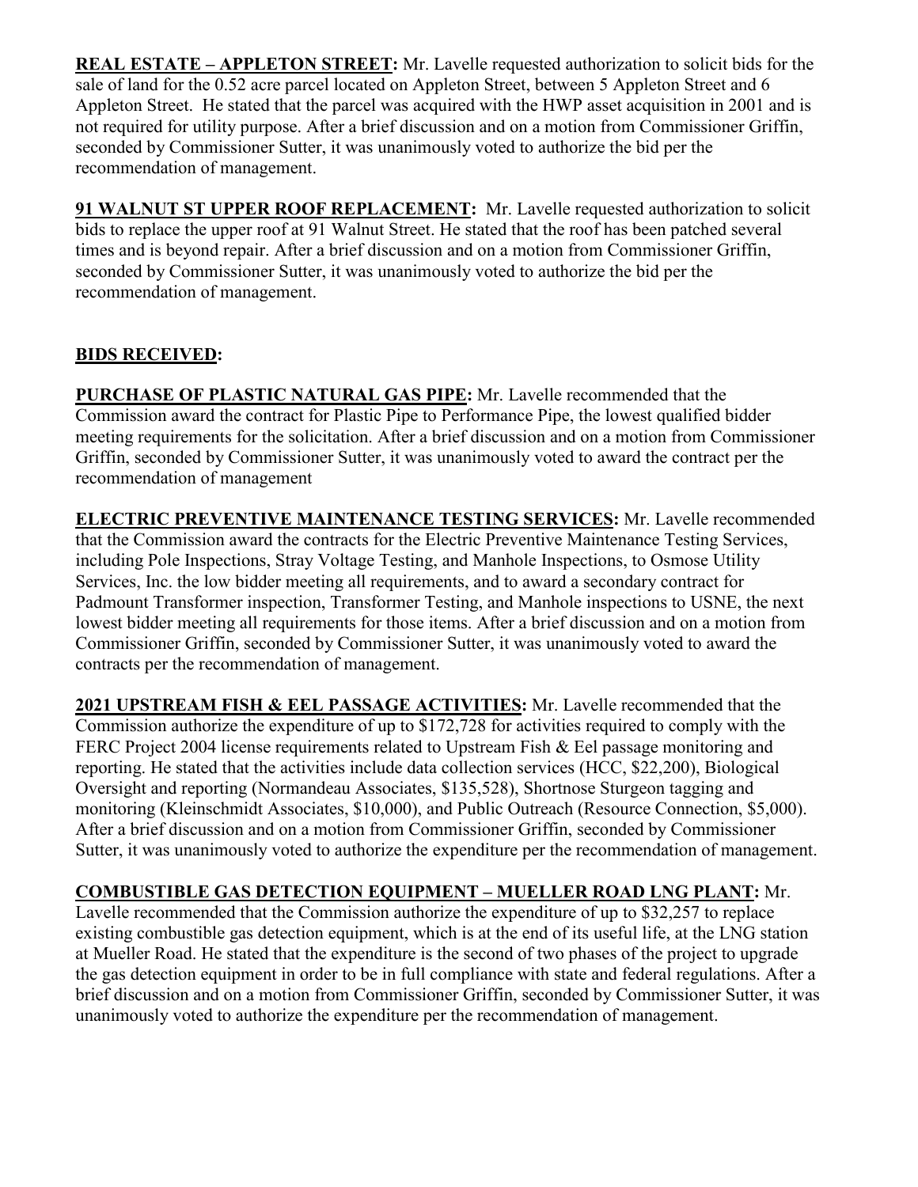**REAL ESTATE – APPLETON STREET:** Mr. Lavelle requested authorization to solicit bids for the sale of land for the 0.52 acre parcel located on Appleton Street, between 5 Appleton Street and 6 Appleton Street. He stated that the parcel was acquired with the HWP asset acquisition in 2001 and is not required for utility purpose. After a brief discussion and on a motion from Commissioner Griffin, seconded by Commissioner Sutter, it was unanimously voted to authorize the bid per the recommendation of management.

**91 WALNUT ST UPPER ROOF REPLACEMENT:** Mr. Lavelle requested authorization to solicit bids to replace the upper roof at 91 Walnut Street. He stated that the roof has been patched several times and is beyond repair. After a brief discussion and on a motion from Commissioner Griffin, seconded by Commissioner Sutter, it was unanimously voted to authorize the bid per the recommendation of management.

**BIDS RECEIVED:**

**PURCHASE OF PLASTIC NATURAL GAS PIPE:** Mr. Lavelle recommended that the Commission award the contract for Plastic Pipe to Performance Pipe, the lowest qualified bidder meeting requirements for the solicitation. After a brief discussion and on a motion from Commissioner Griffin, seconded by Commissioner Sutter, it was unanimously voted to award the contract per the recommendation of management

**ELECTRIC PREVENTIVE MAINTENANCE TESTING SERVICES:** Mr. Lavelle recommended that the Commission award the contracts for the Electric Preventive Maintenance Testing Services, including Pole Inspections, Stray Voltage Testing, and Manhole Inspections, to Osmose Utility Services, Inc. the low bidder meeting all requirements, and to award a secondary contract for Padmount Transformer inspection, Transformer Testing, and Manhole inspections to USNE, the next lowest bidder meeting all requirements for those items. After a brief discussion and on a motion from Commissioner Griffin, seconded by Commissioner Sutter, it was unanimously voted to award the contracts per the recommendation of management.

**2021 UPSTREAM FISH & EEL PASSAGE ACTIVITIES:** Mr. Lavelle recommended that the Commission authorize the expenditure of up to $172,728 for activities required to comply with the FERC Project 2004 license requirements related to Upstream Fish & Eel passage monitoring and reporting. He stated that the activities include data collection services (HCC, $22,200), Biological Oversight and reporting (Normandeau Associates, $135,528), Shortnose Sturgeon tagging and monitoring (Kleinschmidt Associates, $10,000), and Public Outreach (Resource Connection, $5,000). After a brief discussion and on a motion from Commissioner Griffin, seconded by Commissioner Sutter, it was unanimously voted to authorize the expenditure per the recommendation of management.

**COMBUSTIBLE GAS DETECTION EQUIPMENT – MUELLER ROAD LNG PLANT:** Mr. Lavelle recommended that the Commission authorize the expenditure of up to $32,257 to replace existing combustible gas detection equipment, which is at the end of its useful life, at the LNG station at Mueller Road. He stated that the expenditure is the second of two phases of the project to upgrade the gas detection equipment in order to be in full compliance with state and federal regulations. After a brief discussion and on a motion from Commissioner Griffin, seconded by Commissioner Sutter, it was unanimously voted to authorize the expenditure per the recommendation of management.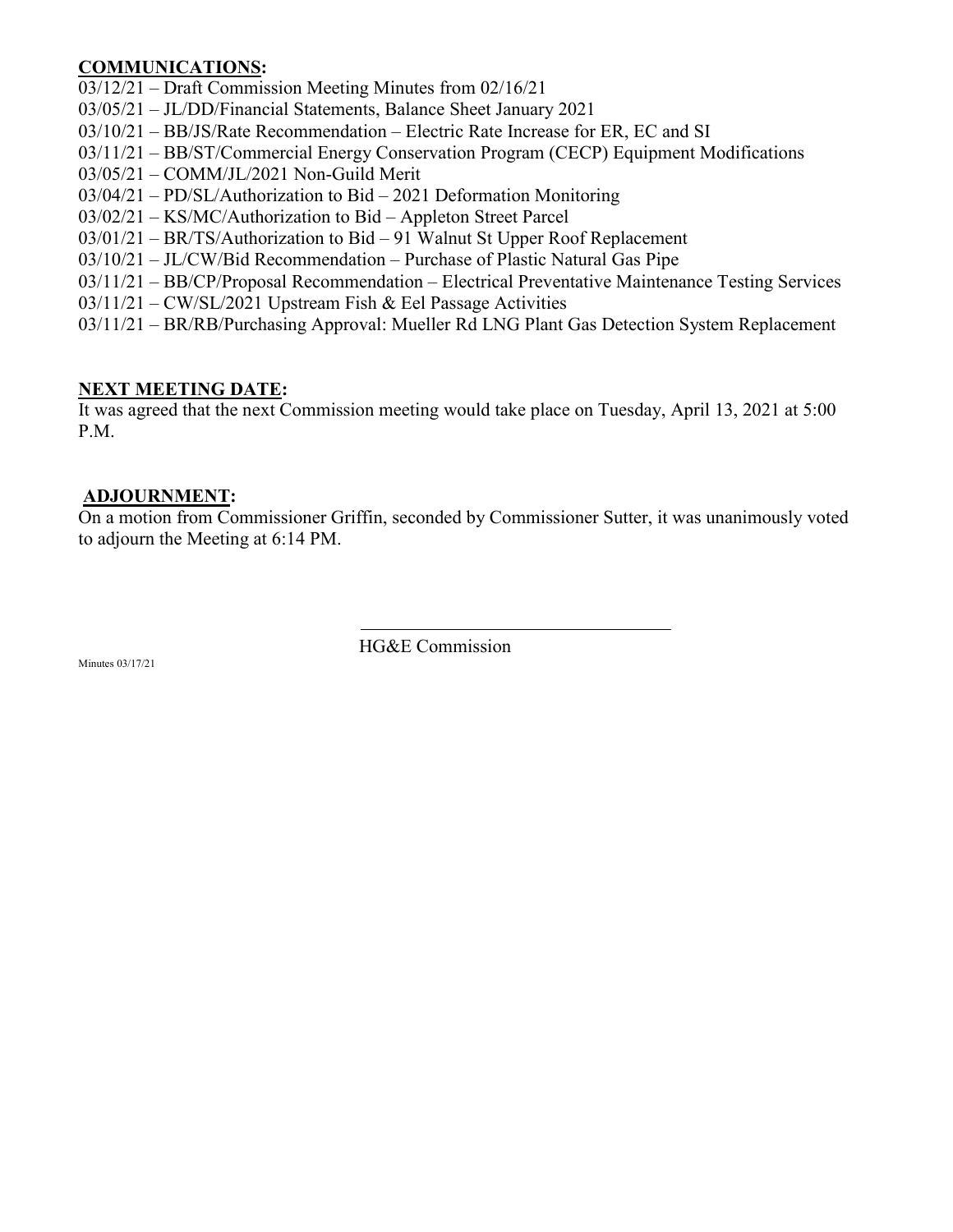**COMMUNICATIONS:**

03/12/21 – Draft Commission Meeting Minutes from 02/16/21
03/05/21 – JL/DD/Financial Statements, Balance Sheet January 2021
03/10/21 – BB/JS/Rate Recommendation – Electric Rate Increase for ER, EC and SI
03/11/21 – BB/ST/Commercial Energy Conservation Program (CECP) Equipment Modifications
03/05/21 – COMM/JL/2021 Non-Guild Merit
03/04/21 – PD/SL/Authorization to Bid – 2021 Deformation Monitoring
03/02/21 – KS/MC/Authorization to Bid – Appleton Street Parcel
03/01/21 – BR/TS/Authorization to Bid – 91 Walnut St Upper Roof Replacement
03/10/21 – JL/CW/Bid Recommendation – Purchase of Plastic Natural Gas Pipe
03/11/21 – BB/CP/Proposal Recommendation – Electrical Preventative Maintenance Testing Services
03/11/21 – CW/SL/2021 Upstream Fish & Eel Passage Activities
03/11/21 – BR/RB/Purchasing Approval: Mueller Rd LNG Plant Gas Detection System Replacement

**NEXT MEETING DATE:**

It was agreed that the next Commission meeting would take place on Tuesday, April 13, 2021 at 5:00 P.M.

**ADJOURNMENT:**

On a motion from Commissioner Griffin, seconded by Commissioner Sutter, it was unanimously voted to adjourn the Meeting at 6:14 PM.

\_\_\_\_\_\_\_\_\_\_\_\_\_\_\_\_\_\_\_\_\_\_\_\_\_\_\_\_\_\_\_\_\_\_

HG&E Commission

Minutes 03/17/21